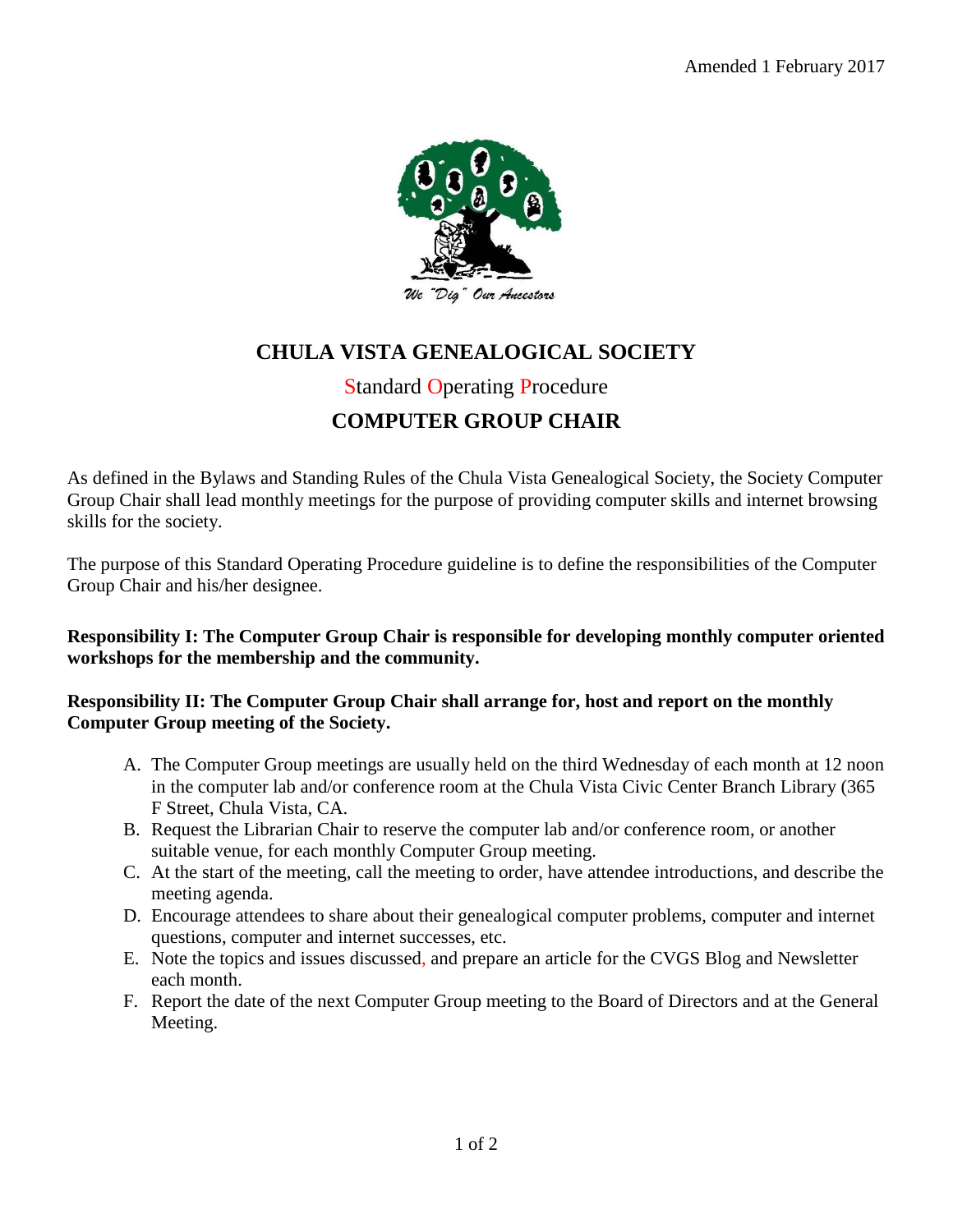Amended 1 February 2017

We "Dig" Our Ancestors

# CHULA VISTA GENEALOGICAL SOCIETY

## Standard Operating Procedure

## COMPUTER GROUP CHAIR

As defined in the Bylaws and Standing Rules of the Chula Vista Genealogical Society, the Society Computer Group Chair shall lead monthly meetings for the purpose of providing computer skills and internet browsing skills for the society.

The purpose of this Standard Operating Procedure guideline is to define the responsibilities of the Computer Group Chair and his/her designee.

**Responsibility I: The Computer Group Chair is responsible for developing monthly computer oriented workshops for the membership and the community.**

**Responsibility II: The Computer Group Chair shall arrange for, host and report on the monthly Computer Group meeting of the Society.**

A. The Computer Group meetings are usually held on the third Wednesday of each month at 12 noon in the computer lab and/or conference room at the Chula Vista Civic Center Branch Library (365 F Street, Chula Vista, CA.
B. Request the Librarian Chair to reserve the computer lab and/or conference room, or another suitable venue, for each monthly Computer Group meeting.
C. At the start of the meeting, call the meeting to order, have attendee introductions, and describe the meeting agenda.
D. Encourage attendees to share about their genealogical computer problems, computer and internet questions, computer and internet successes, etc.
E. Note the topics and issues discussed, and prepare an article for the CVGS Blog and Newsletter each month.
F. Report the date of the next Computer Group meeting to the Board of Directors and at the General Meeting.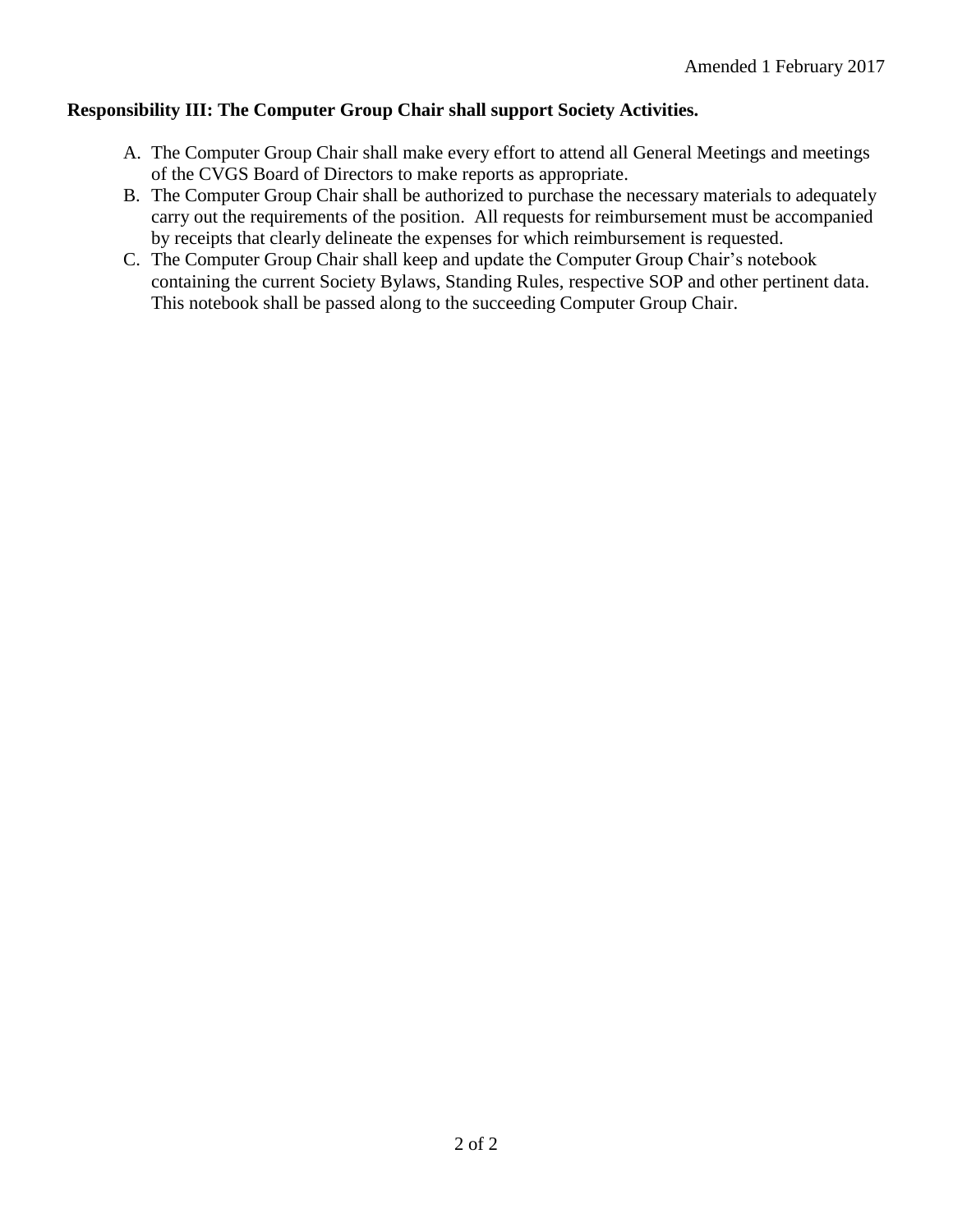Amended 1 February 2017

**Responsibility III: The Computer Group Chair shall support Society Activities.**

A. The Computer Group Chair shall make every effort to attend all General Meetings and meetings of the CVGS Board of Directors to make reports as appropriate.
B. The Computer Group Chair shall be authorized to purchase the necessary materials to adequately carry out the requirements of the position. All requests for reimbursement must be accompanied by receipts that clearly delineate the expenses for which reimbursement is requested.
C. The Computer Group Chair shall keep and update the Computer Group Chair's notebook containing the current Society Bylaws, Standing Rules, respective SOP and other pertinent data. This notebook shall be passed along to the succeeding Computer Group Chair.